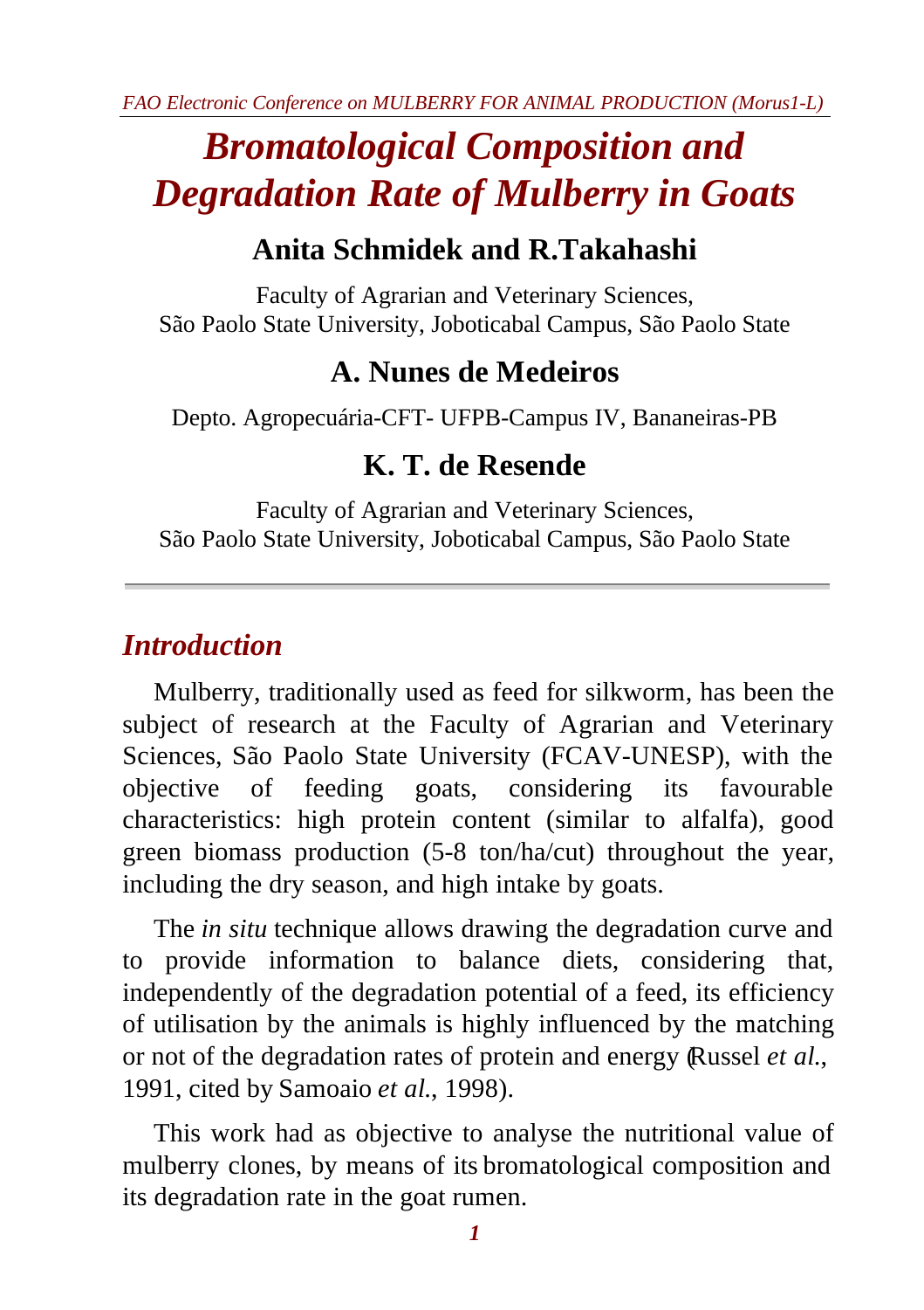# Bromatological Composition and Degradation Rate of Mulberry in Goats

### Anita Schmidek and R.Takahashi

Faculty of Agrarian and Veterinary Sciences,
São Paolo State University, Joboticabal Campus, São Paolo State

### A. Nunes de Medeiros

Depto. Agropecuária-CFT- UFPB-Campus IV, Bananeiras-PB

### K. T. de Resende

Faculty of Agrarian and Veterinary Sciences,
São Paolo State University, Joboticabal Campus, São Paolo State

---

## Introduction

Mulberry, traditionally used as feed for silkworm, has been the subject of research at the Faculty of Agrarian and Veterinary Sciences, São Paolo State University (FCAV-UNESP), with the objective of feeding goats, considering its favourable characteristics: high protein content (similar to alfalfa), good green biomass production (5-8 ton/ha/cut) throughout the year, including the dry season, and high intake by goats.

The *in situ* technique allows drawing the degradation curve and to provide information to balance diets, considering that, independently of the degradation potential of a feed, its efficiency of utilisation by the animals is highly influenced by the matching or not of the degradation rates of protein and energy (Russel *et al.*, 1991, cited by Samoaio *et al.*, 1998).

This work had as objective to analyse the nutritional value of mulberry clones, by means of its bromatological composition and its degradation rate in the goat rumen.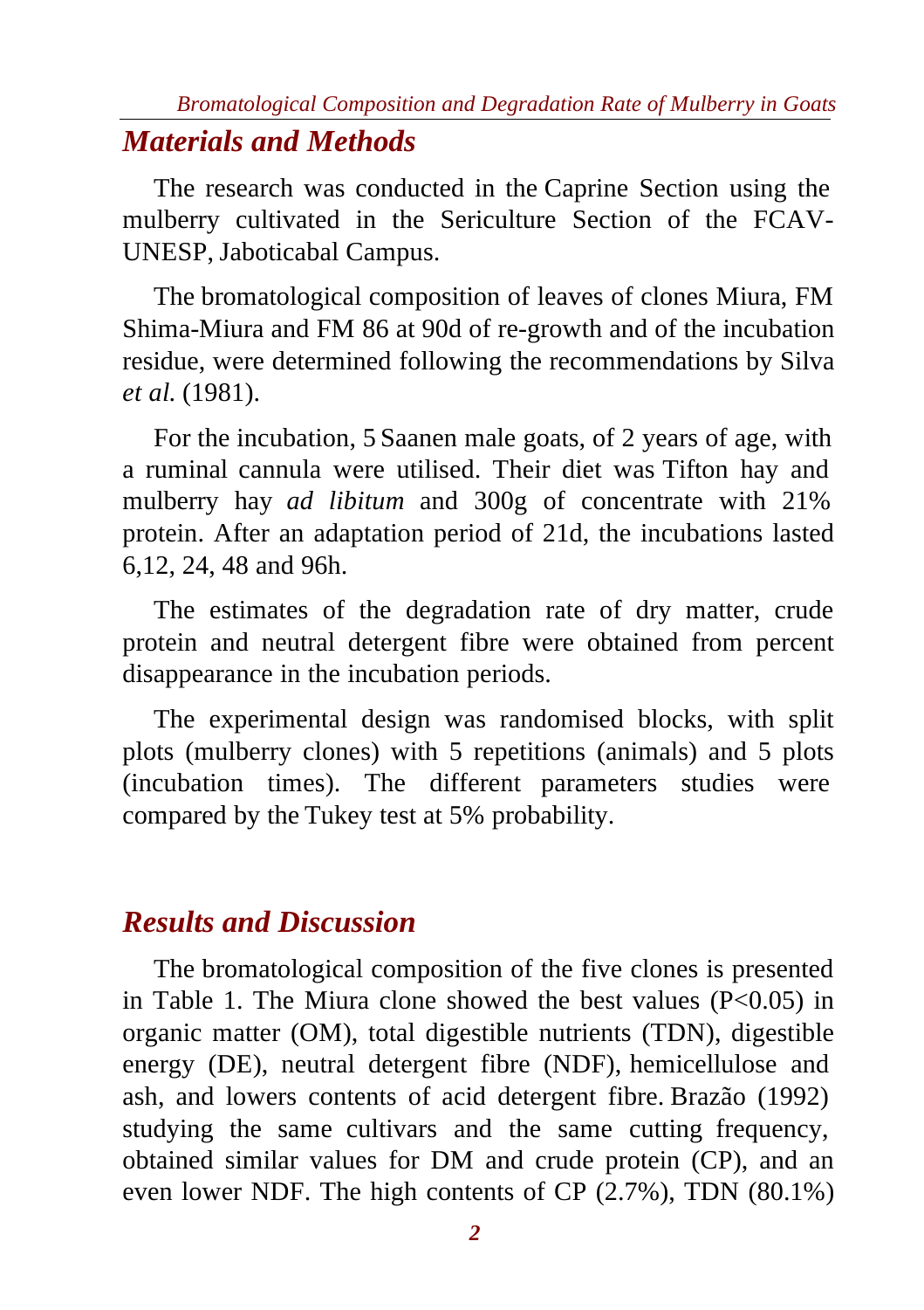## Materials and Methods

The research was conducted in the Caprine Section using the mulberry cultivated in the Sericulture Section of the FCAV-UNESP, Jaboticabal Campus.

The bromatological composition of leaves of clones Miura, FM Shima-Miura and FM 86 at 90d of re-growth and of the incubation residue, were determined following the recommendations by Silva *et al.* (1981).

For the incubation, 5 Saanen male goats, of 2 years of age, with a ruminal cannula were utilised. Their diet was Tifton hay and mulberry hay *ad libitum* and 300g of concentrate with 21% protein. After an adaptation period of 21d, the incubations lasted 6,12, 24, 48 and 96h.

The estimates of the degradation rate of dry matter, crude protein and neutral detergent fibre were obtained from percent disappearance in the incubation periods.

The experimental design was randomised blocks, with split plots (mulberry clones) with 5 repetitions (animals) and 5 plots (incubation times). The different parameters studies were compared by the Tukey test at 5% probability.

## Results and Discussion

The bromatological composition of the five clones is presented in Table 1. The Miura clone showed the best values ($P<0.05$) in organic matter (OM), total digestible nutrients (TDN), digestible energy (DE), neutral detergent fibre (NDF), hemicellulose and ash, and lowers contents of acid detergent fibre. Brazão (1992) studying the same cultivars and the same cutting frequency, obtained similar values for DM and crude protein (CP), and an even lower NDF. The high contents of CP (2.7%), TDN (80.1%)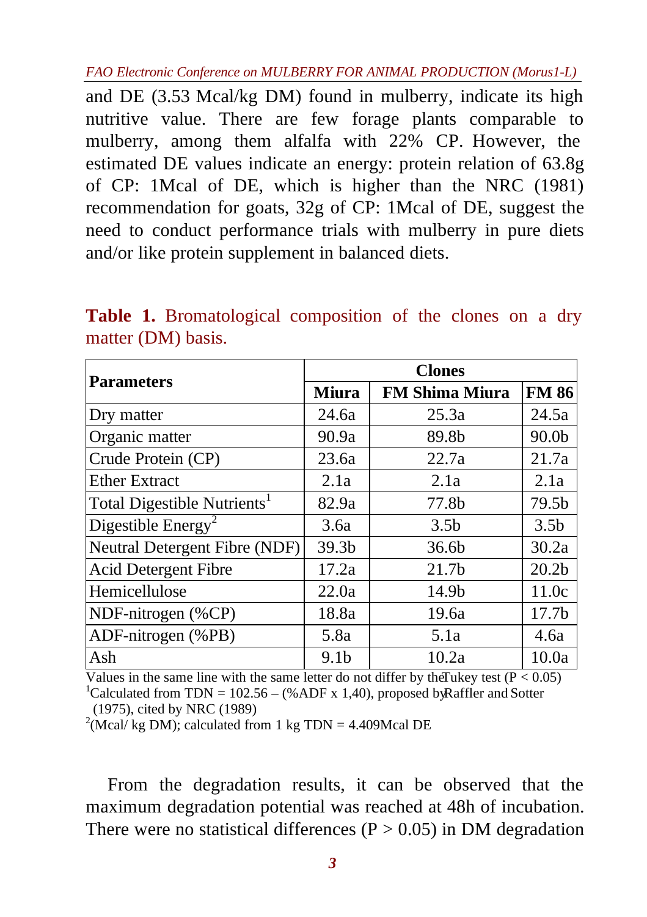and DE (3.53 Mcal/kg DM) found in mulberry, indicate its high nutritive value. There are few forage plants comparable to mulberry, among them alfalfa with 22% CP. However, the estimated DE values indicate an energy: protein relation of 63.8g of CP: 1Mcal of DE, which is higher than the NRC (1981) recommendation for goats, 32g of CP: 1Mcal of DE, suggest the need to conduct performance trials with mulberry in pure diets and/or like protein supplement in balanced diets.

**Table 1.** Bromatological composition of the clones on a dry matter (DM) basis.

| Parameters | Clones | | |
|---|---|---|---|
| | **Miura** | **FM Shima Miura** | **FM 86** |
| Dry matter | 24.6a | 25.3a | 24.5a |
| Organic matter | 90.9a | 89.8b | 90.0b |
| Crude Protein (CP) | 23.6a | 22.7a | 21.7a |
| Ether Extract | 2.1a | 2.1a | 2.1a |
| Total Digestible Nutrients[1] | 82.9a | 77.8b | 79.5b |
| Digestible Energy[2] | 3.6a | 3.5b | 3.5b |
| Neutral Detergent Fibre (NDF) | 39.3b | 36.6b | 30.2a |
| Acid Detergent Fibre | 17.2a | 21.7b | 20.2b |
| Hemicellulose | 22.0a | 14.9b | 11.0c |
| NDF-nitrogen (%CP) | 18.8a | 19.6a | 17.7b |
| ADF-nitrogen (%PB) | 5.8a | 5.1a | 4.6a |
| Ash | 9.1b | 10.2a | 10.0a |

Values in the same line with the same letter do not differ by the Tukey test ($P < 0.05$)
[1]Calculated from TDN = 102.56 – (%ADF x 1,40), proposed by Raffler and Sotter (1975), cited by NRC (1989)
[2](Mcal/ kg DM); calculated from 1 kg TDN = 4.409Mcal DE

From the degradation results, it can be observed that the maximum degradation potential was reached at 48h of incubation. There were no statistical differences ($P > 0.05$) in DM degradation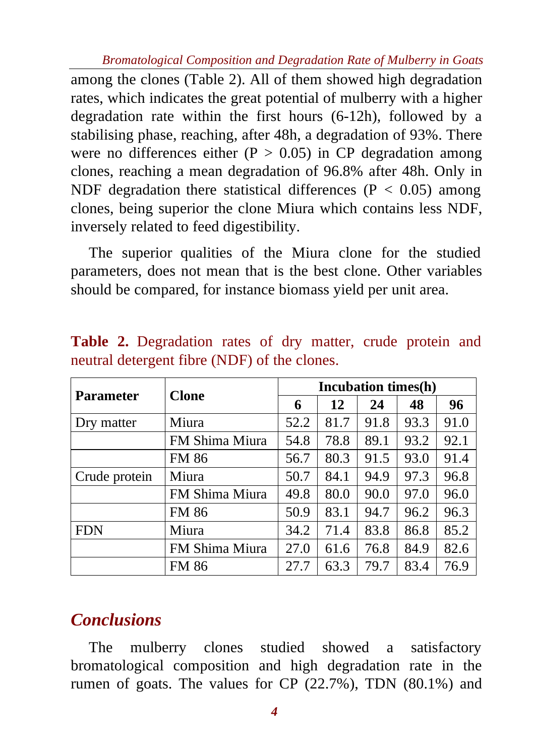among the clones (Table 2). All of them showed high degradation rates, which indicates the great potential of mulberry with a higher degradation rate within the first hours (6-12h), followed by a stabilising phase, reaching, after 48h, a degradation of 93%. There were no differences either ($P > 0.05$) in CP degradation among clones, reaching a mean degradation of 96.8% after 48h. Only in NDF degradation there statistical differences ($P < 0.05$) among clones, being superior the clone Miura which contains less NDF, inversely related to feed digestibility.

The superior qualities of the Miura clone for the studied parameters, does not mean that is the best clone. Other variables should be compared, for instance biomass yield per unit area.

**Table 2.** Degradation rates of dry matter, crude protein and neutral detergent fibre (NDF) of the clones.

| Parameter | Clone | Incubation times(h) | | | | |
|---|---|---|---|---|---|---|
| | | 6 | 12 | 24 | 48 | 96 |
| Dry matter | Miura | 52.2 | 81.7 | 91.8 | 93.3 | 91.0 |
| | FM Shima Miura | 54.8 | 78.8 | 89.1 | 93.2 | 92.1 |
| | FM 86 | 56.7 | 80.3 | 91.5 | 93.0 | 91.4 |
| Crude protein | Miura | 50.7 | 84.1 | 94.9 | 97.3 | 96.8 |
| | FM Shima Miura | 49.8 | 80.0 | 90.0 | 97.0 | 96.0 |
| | FM 86 | 50.9 | 83.1 | 94.7 | 96.2 | 96.3 |
| FDN | Miura | 34.2 | 71.4 | 83.8 | 86.8 | 85.2 |
| | FM Shima Miura | 27.0 | 61.6 | 76.8 | 84.9 | 82.6 |
| | FM 86 | 27.7 | 63.3 | 79.7 | 83.4 | 76.9 |

## Conclusions

The mulberry clones studied showed a satisfactory bromatological composition and high degradation rate in the rumen of goats. The values for CP (22.7%), TDN (80.1%) and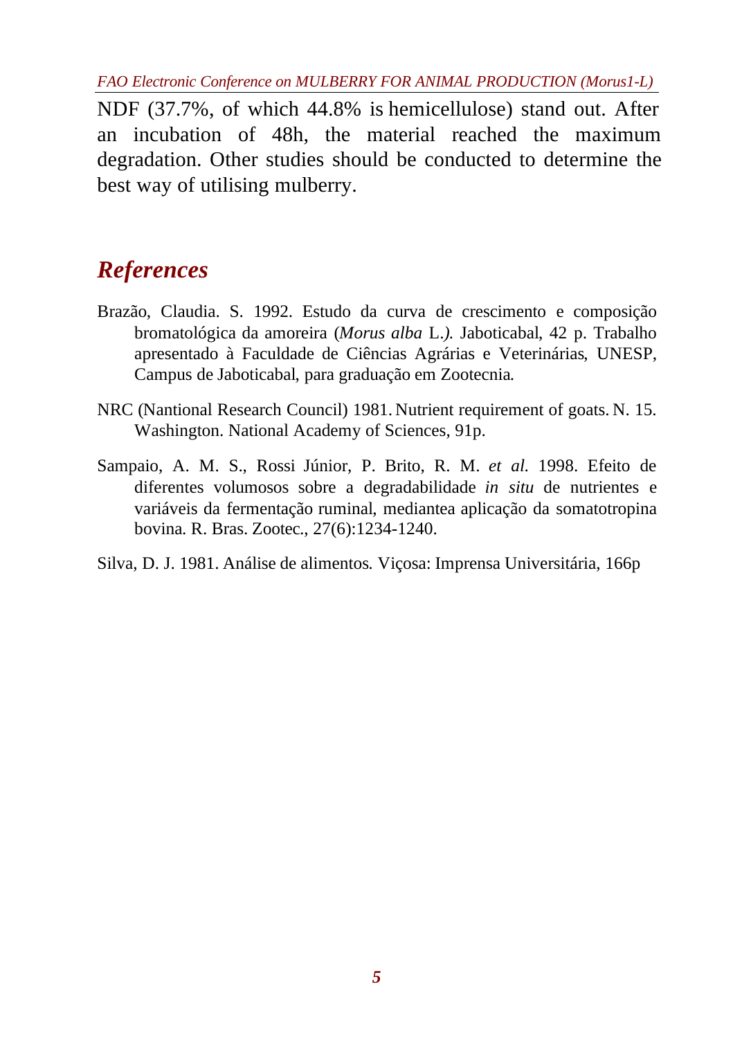NDF (37.7%, of which 44.8% is hemicellulose) stand out. After an incubation of 48h, the material reached the maximum degradation. Other studies should be conducted to determine the best way of utilising mulberry.

## References

Brazão, Claudia. S. 1992. Estudo da curva de crescimento e composição bromatológica da amoreira (*Morus alba* L.*).* Jaboticabal, 42 p. Trabalho apresentado à Faculdade de Ciências Agrárias e Veterinárias, UNESP, Campus de Jaboticabal, para graduação em Zootecnia.

NRC (Nantional Research Council) 1981. Nutrient requirement of goats. N. 15. Washington. National Academy of Sciences, 91p.

Sampaio, A. M. S., Rossi Júnior, P. Brito, R. M. *et al.* 1998. Efeito de diferentes volumosos sobre a degradabilidade *in situ* de nutrientes e variáveis da fermentação ruminal, mediantea aplicação da somatotropina bovina. R. Bras. Zootec., 27(6):1234-1240.

Silva, D. J. 1981. Análise de alimentos. Viçosa: Imprensa Universitária, 166p